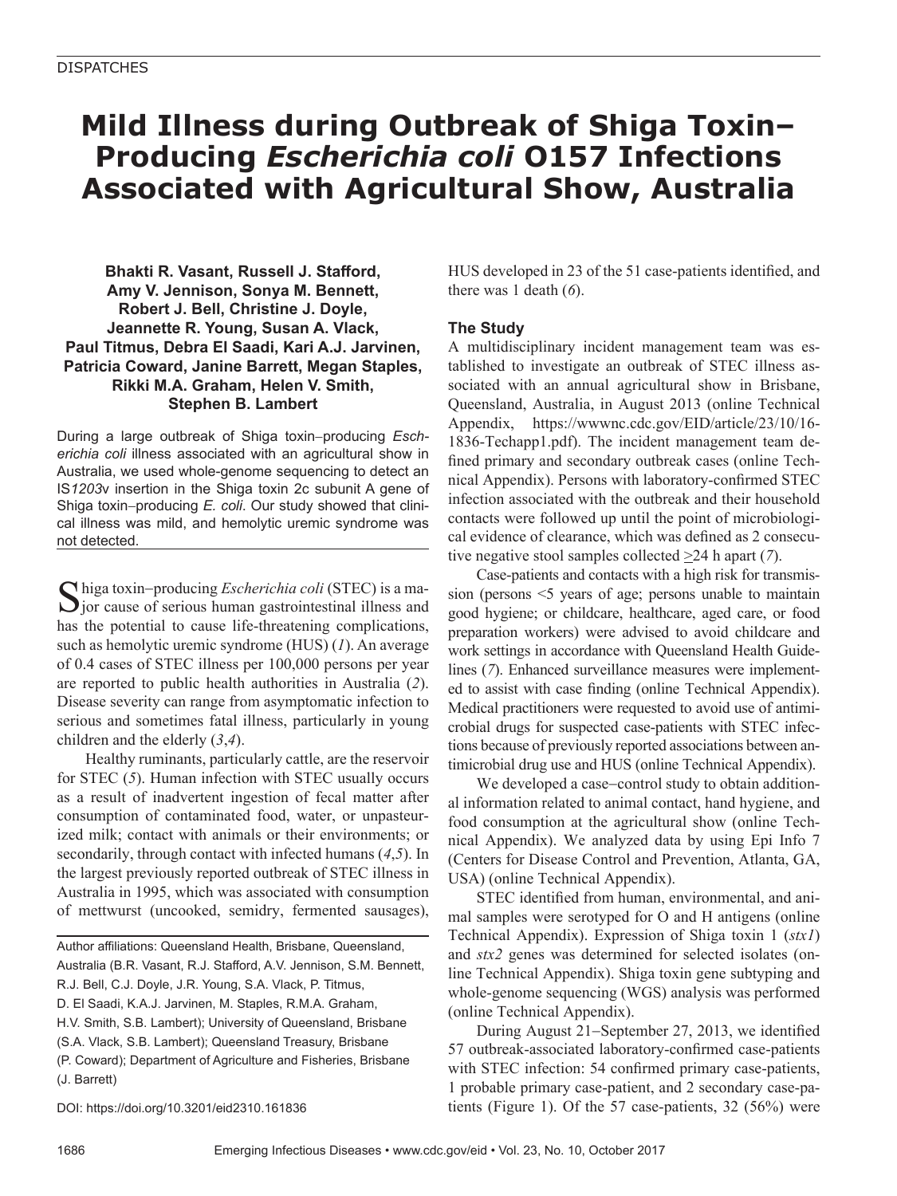DISPATCHES

# Mild Illness during Outbreak of Shiga Toxin–Producing *Escherichia coli* O157 Infections Associated with Agricultural Show, Australia

**Bhakti R. Vasant, Russell J. Stafford, Amy V. Jennison, Sonya M. Bennett, Robert J. Bell, Christine J. Doyle, Jeannette R. Young, Susan A. Vlack, Paul Titmus, Debra El Saadi, Kari A.J. Jarvinen, Patricia Coward, Janine Barrett, Megan Staples, Rikki M.A. Graham, Helen V. Smith, Stephen B. Lambert**

During a large outbreak of Shiga toxin–producing *Escherichia coli* illness associated with an agricultural show in Australia, we used whole-genome sequencing to detect an IS*1203*v insertion in the Shiga toxin 2c subunit A gene of Shiga toxin–producing *E. coli*. Our study showed that clinical illness was mild, and hemolytic uremic syndrome was not detected.

Shiga toxin–producing *Escherichia coli* (STEC) is a major cause of serious human gastrointestinal illness and has the potential to cause life-threatening complications, such as hemolytic uremic syndrome (HUS) (*1*). An average of 0.4 cases of STEC illness per 100,000 persons per year are reported to public health authorities in Australia (*2*). Disease severity can range from asymptomatic infection to serious and sometimes fatal illness, particularly in young children and the elderly (*3*,*4*).

Healthy ruminants, particularly cattle, are the reservoir for STEC (*5*). Human infection with STEC usually occurs as a result of inadvertent ingestion of fecal matter after consumption of contaminated food, water, or unpasteurized milk; contact with animals or their environments; or secondarily, through contact with infected humans (*4*,*5*). In the largest previously reported outbreak of STEC illness in Australia in 1995, which was associated with consumption of mettwurst (uncooked, semidry, fermented sausages), HUS developed in 23 of the 51 case-patients identified, and there was 1 death (*6*).

Author affiliations: Queensland Health, Brisbane, Queensland, Australia (B.R. Vasant, R.J. Stafford, A.V. Jennison, S.M. Bennett, R.J. Bell, C.J. Doyle, J.R. Young, S.A. Vlack, P. Titmus, D. El Saadi, K.A.J. Jarvinen, M. Staples, R.M.A. Graham, H.V. Smith, S.B. Lambert); University of Queensland, Brisbane (S.A. Vlack, S.B. Lambert); Queensland Treasury, Brisbane (P. Coward); Department of Agriculture and Fisheries, Brisbane (J. Barrett)

DOI: https://doi.org/10.3201/eid2310.161836

## The Study

A multidisciplinary incident management team was established to investigate an outbreak of STEC illness associated with an annual agricultural show in Brisbane, Queensland, Australia, in August 2013 (online Technical Appendix, https://wwwnc.cdc.gov/EID/article/23/10/16-1836-Techapp1.pdf). The incident management team defined primary and secondary outbreak cases (online Technical Appendix). Persons with laboratory-confirmed STEC infection associated with the outbreak and their household contacts were followed up until the point of microbiological evidence of clearance, which was defined as 2 consecutive negative stool samples collected ≥24 h apart (*7*).

Case-patients and contacts with a high risk for transmission (persons <5 years of age; persons unable to maintain good hygiene; or childcare, healthcare, aged care, or food preparation workers) were advised to avoid childcare and work settings in accordance with Queensland Health Guidelines (*7*). Enhanced surveillance measures were implemented to assist with case finding (online Technical Appendix). Medical practitioners were requested to avoid use of antimicrobial drugs for suspected case-patients with STEC infections because of previously reported associations between antimicrobial drug use and HUS (online Technical Appendix).

We developed a case–control study to obtain additional information related to animal contact, hand hygiene, and food consumption at the agricultural show (online Technical Appendix). We analyzed data by using Epi Info 7 (Centers for Disease Control and Prevention, Atlanta, GA, USA) (online Technical Appendix).

STEC identified from human, environmental, and animal samples were serotyped for O and H antigens (online Technical Appendix). Expression of Shiga toxin 1 (*stx1*) and *stx2* genes was determined for selected isolates (online Technical Appendix). Shiga toxin gene subtyping and whole-genome sequencing (WGS) analysis was performed (online Technical Appendix).

During August 21–September 27, 2013, we identified 57 outbreak-associated laboratory-confirmed case-patients with STEC infection: 54 confirmed primary case-patients, 1 probable primary case-patient, and 2 secondary case-patients (Figure 1). Of the 57 case-patients, 32 (56%) were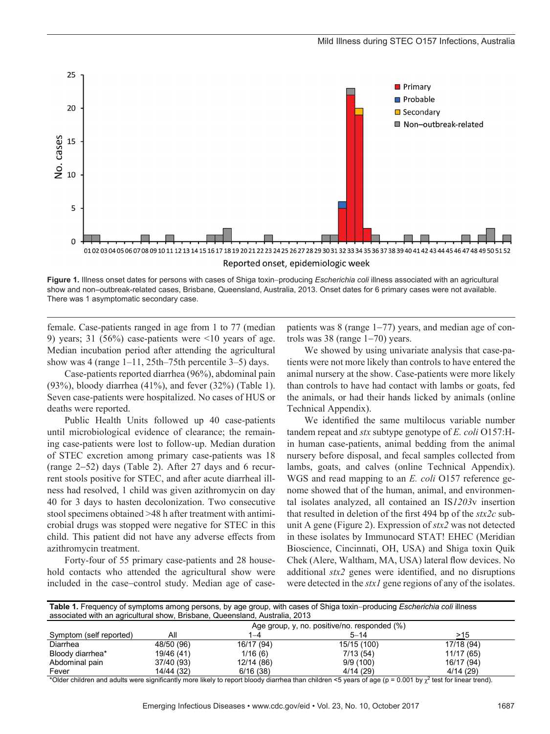Figure 1. Illness onset dates for persons with cases of Shiga toxin–producing *Escherichia coli* illness associated with an agricultural show and non–outbreak-related cases, Brisbane, Queensland, Australia, 2013. Onset dates for 6 primary cases were not available. There was 1 asymptomatic secondary case.

female. Case-patients ranged in age from 1 to 77 (median 9) years; 31 (56%) case-patients were <10 years of age. Median incubation period after attending the agricultural show was 4 (range 1–11, 25th–75th percentile 3–5) days.

Case-patients reported diarrhea (96%), abdominal pain (93%), bloody diarrhea (41%), and fever (32%) (Table 1). Seven case-patients were hospitalized. No cases of HUS or deaths were reported.

Public Health Units followed up 40 case-patients until microbiological evidence of clearance; the remaining case-patients were lost to follow-up. Median duration of STEC excretion among primary case-patients was 18 (range 2–52) days (Table 2). After 27 days and 6 recurrent stools positive for STEC, and after acute diarrheal illness had resolved, 1 child was given azithromycin on day 40 for 3 days to hasten decolonization. Two consecutive stool specimens obtained >48 h after treatment with antimicrobial drugs was stopped were negative for STEC in this child. This patient did not have any adverse effects from azithromycin treatment.

Forty-four of 55 primary case-patients and 28 household contacts who attended the agricultural show were included in the case–control study. Median age of case-patients was 8 (range 1–77) years, and median age of controls was 38 (range 1–70) years.

We showed by using univariate analysis that case-patients were not more likely than controls to have entered the animal nursery at the show. Case-patients were more likely than controls to have had contact with lambs or goats, fed the animals, or had their hands licked by animals (online Technical Appendix).

We identified the same multilocus variable number tandem repeat and *stx* subtype genotype of *E. coli* O157:H- in human case-patients, animal bedding from the animal nursery before disposal, and fecal samples collected from lambs, goats, and calves (online Technical Appendix). WGS and read mapping to an *E. coli* O157 reference genome showed that of the human, animal, and environmental isolates analyzed, all contained an IS*1203*v insertion that resulted in deletion of the first 494 bp of the *stx2c* subunit A gene (Figure 2). Expression of *stx2* was not detected in these isolates by Immunocard STAT! EHEC (Meridian Bioscience, Cincinnati, OH, USA) and Shiga toxin Quik Chek (Alere, Waltham, MA, USA) lateral flow devices. No additional *stx2* genes were identified, and no disruptions were detected in the *stx1* gene regions of any of the isolates.

**Table 1.** Frequency of symptoms among persons, by age group, with cases of Shiga toxin–producing *Escherichia coli* illness associated with an agricultural show, Brisbane, Queensland, Australia, 2013

| Symptom (self reported) | Age group, y, no. positive/no. responded (%) | | | |
|---|---|---|---|---|
| | All | 1–4 | 5–14 | ≥15 |
| Diarrhea | 48/50 (96) | 16/17 (94) | 15/15 (100) | 17/18 (94) |
| Bloody diarrhea* | 19/46 (41) | 1/16 (6) | 7/13 (54) | 11/17 (65) |
| Abdominal pain | 37/40 (93) | 12/14 (86) | 9/9 (100) | 16/17 (94) |
| Fever | 14/44 (32) | 6/16 (38) | 4/14 (29) | 4/14 (29) |

*Older children and adults were significantly more likely to report bloody diarrhea than children <5 years of age ($p = 0.001$ by $\chi^2$ test for linear trend).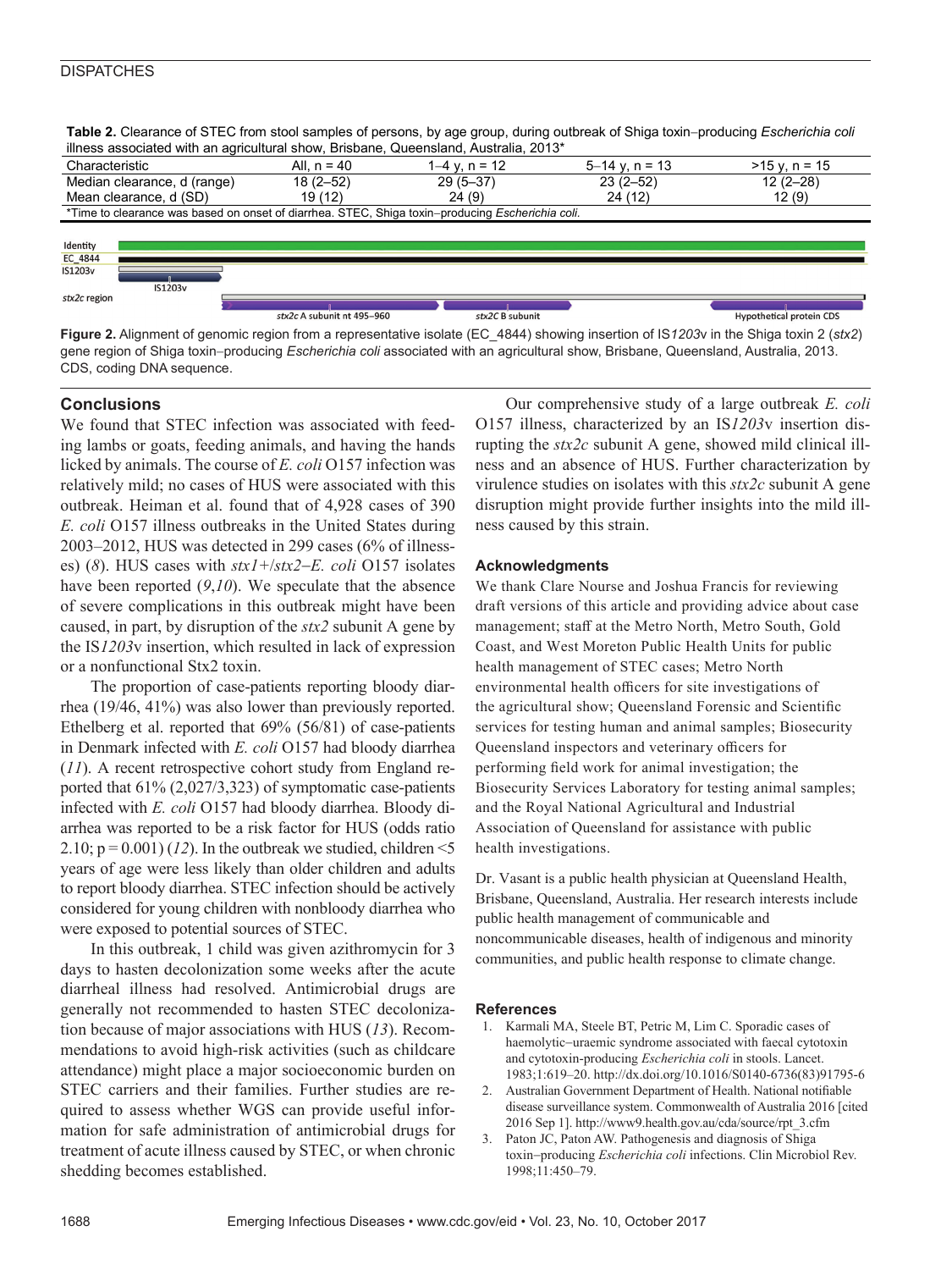**Table 2.** Clearance of STEC from stool samples of persons, by age group, during outbreak of Shiga toxin–producing *Escherichia coli* illness associated with an agricultural show, Brisbane, Queensland, Australia, 2013*

| Characteristic | All, n = 40 | 1–4 y, n = 12 | 5–14 y, n = 13 | >15 y, n = 15 |
|---|---|---|---|---|
| Median clearance, d (range) | 18 (2–52) | 29 (5–37) | 23 (2–52) | 12 (2–28) |
| Mean clearance, d (SD) | 19 (12) | 24 (9) | 24 (12) | 12 (9) |

*Time to clearance was based on onset of diarrhea. STEC, Shiga toxin–producing *Escherichia coli*.

**Figure 2.** Alignment of genomic region from a representative isolate (EC_4844) showing insertion of IS*1203*v in the Shiga toxin 2 (*stx2*) gene region of Shiga toxin–producing *Escherichia coli* associated with an agricultural show, Brisbane, Queensland, Australia, 2013. CDS, coding DNA sequence.

## Conclusions

We found that STEC infection was associated with feeding lambs or goats, feeding animals, and having the hands licked by animals. The course of *E. coli* O157 infection was relatively mild; no cases of HUS were associated with this outbreak. Heiman et al. found that of 4,928 cases of 390 *E. coli* O157 illness outbreaks in the United States during 2003–2012, HUS was detected in 299 cases (6% of illnesses) (*8*). HUS cases with *stx1*+/*stx2*–*E. coli* O157 isolates have been reported (*9*,*10*). We speculate that the absence of severe complications in this outbreak might have been caused, in part, by disruption of the *stx2* subunit A gene by the IS*1203*v insertion, which resulted in lack of expression or a nonfunctional Stx2 toxin.

The proportion of case-patients reporting bloody diarrhea (19/46, 41%) was also lower than previously reported. Ethelberg et al. reported that 69% (56/81) of case-patients in Denmark infected with *E. coli* O157 had bloody diarrhea (*11*). A recent retrospective cohort study from England reported that 61% (2,027/3,323) of symptomatic case-patients infected with *E. coli* O157 had bloody diarrhea. Bloody diarrhea was reported to be a risk factor for HUS (odds ratio 2.10; p = 0.001) (*12*). In the outbreak we studied, children <5 years of age were less likely than older children and adults to report bloody diarrhea. STEC infection should be actively considered for young children with nonbloody diarrhea who were exposed to potential sources of STEC.

In this outbreak, 1 child was given azithromycin for 3 days to hasten decolonization some weeks after the acute diarrheal illness had resolved. Antimicrobial drugs are generally not recommended to hasten STEC decolonization because of major associations with HUS (*13*). Recommendations to avoid high-risk activities (such as childcare attendance) might place a major socioeconomic burden on STEC carriers and their families. Further studies are required to assess whether WGS can provide useful information for safe administration of antimicrobial drugs for treatment of acute illness caused by STEC, or when chronic shedding becomes established.

Our comprehensive study of a large outbreak *E. coli* O157 illness, characterized by an IS*1203*v insertion disrupting the *stx2c* subunit A gene, showed mild clinical illness and an absence of HUS. Further characterization by virulence studies on isolates with this *stx2c* subunit A gene disruption might provide further insights into the mild illness caused by this strain.

### Acknowledgments

We thank Clare Nourse and Joshua Francis for reviewing draft versions of this article and providing advice about case management; staff at the Metro North, Metro South, Gold Coast, and West Moreton Public Health Units for public health management of STEC cases; Metro North environmental health officers for site investigations of the agricultural show; Queensland Forensic and Scientific services for testing human and animal samples; Biosecurity Queensland inspectors and veterinary officers for performing field work for animal investigation; the Biosecurity Services Laboratory for testing animal samples; and the Royal National Agricultural and Industrial Association of Queensland for assistance with public health investigations.

Dr. Vasant is a public health physician at Queensland Health, Brisbane, Queensland, Australia. Her research interests include public health management of communicable and noncommunicable diseases, health of indigenous and minority communities, and public health response to climate change.

### References

1. Karmali MA, Steele BT, Petric M, Lim C. Sporadic cases of haemolytic–uraemic syndrome associated with faecal cytotoxin and cytotoxin-producing *Escherichia coli* in stools. Lancet. 1983;1:619–20. http://dx.doi.org/10.1016/S0140-6736(83)91795-6
2. Australian Government Department of Health. National notifiable disease surveillance system. Commonwealth of Australia 2016 [cited 2016 Sep 1]. http://www9.health.gov.au/cda/source/rpt_3.cfm
3. Paton JC, Paton AW. Pathogenesis and diagnosis of Shiga toxin–producing *Escherichia coli* infections. Clin Microbiol Rev. 1998;11:450–79.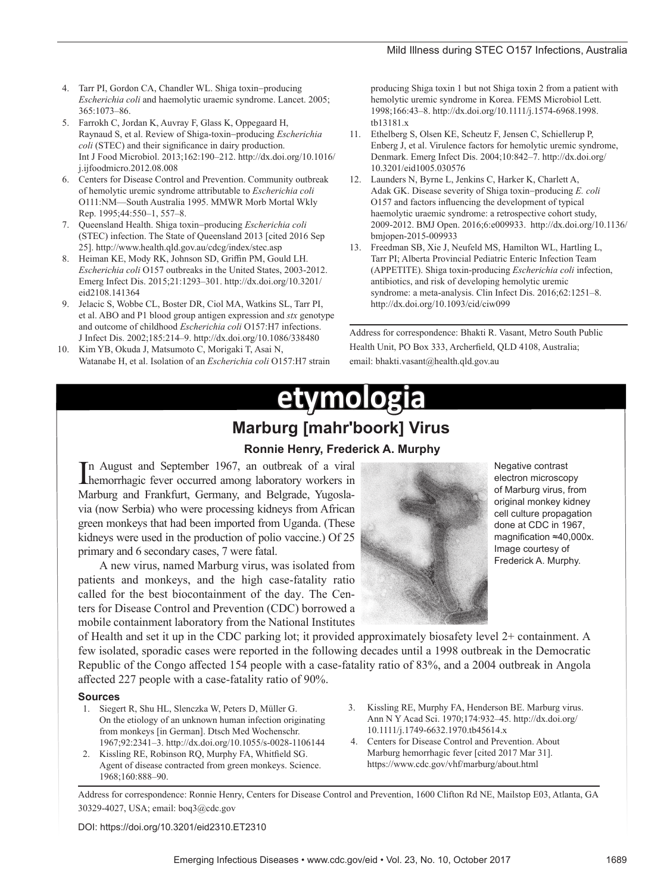4. Tarr PI, Gordon CA, Chandler WL. Shiga toxin–producing *Escherichia coli* and haemolytic uraemic syndrome. Lancet. 2005; 365:1073–86.
5. Farrokh C, Jordan K, Auvray F, Glass K, Oppegaard H, Raynaud S, et al. Review of Shiga-toxin–producing *Escherichia coli* (STEC) and their significance in dairy production. Int J Food Microbiol. 2013;162:190–212. http://dx.doi.org/10.1016/j.ijfoodmicro.2012.08.008
6. Centers for Disease Control and Prevention. Community outbreak of hemolytic uremic syndrome attributable to *Escherichia coli* O111:NM—South Australia 1995. MMWR Morb Mortal Wkly Rep. 1995;44:550–1, 557–8.
7. Queensland Health. Shiga toxin–producing *Escherichia coli* (STEC) infection. The State of Queensland 2013 [cited 2016 Sep 25]. http://www.health.qld.gov.au/cdcg/index/stec.asp
8. Heiman KE, Mody RK, Johnson SD, Griffin PM, Gould LH. *Escherichia coli* O157 outbreaks in the United States, 2003-2012. Emerg Infect Dis. 2015;21:1293–301. http://dx.doi.org/10.3201/eid2108.141364
9. Jelacic S, Wobbe CL, Boster DR, Ciol MA, Watkins SL, Tarr PI, et al. ABO and P1 blood group antigen expression and *stx* genotype and outcome of childhood *Escherichia coli* O157:H7 infections. J Infect Dis. 2002;185:214–9. http://dx.doi.org/10.1086/338480
10. Kim YB, Okuda J, Matsumoto C, Morigaki T, Asai N, Watanabe H, et al. Isolation of an *Escherichia coli* O157:H7 strain producing Shiga toxin 1 but not Shiga toxin 2 from a patient with hemolytic uremic syndrome in Korea. FEMS Microbiol Lett. 1998;166:43–8. http://dx.doi.org/10.1111/j.1574-6968.1998.tb13181.x
11. Ethelberg S, Olsen KE, Scheutz F, Jensen C, Schiellerup P, Enberg J, et al. Virulence factors for hemolytic uremic syndrome, Denmark. Emerg Infect Dis. 2004;10:842–7. http://dx.doi.org/10.3201/eid1005.030576
12. Launders N, Byrne L, Jenkins C, Harker K, Charlett A, Adak GK. Disease severity of Shiga toxin–producing *E. coli* O157 and factors influencing the development of typical haemolytic uraemic syndrome: a retrospective cohort study, 2009-2012. BMJ Open. 2016;6:e009933. http://dx.doi.org/10.1136/bmjopen-2015-009933
13. Freedman SB, Xie J, Neufeld MS, Hamilton WL, Hartling L, Tarr PI; Alberta Provincial Pediatric Enteric Infection Team (APPETITE). Shiga toxin-producing *Escherichia coli* infection, antibiotics, and risk of developing hemolytic uremic syndrome: a meta-analysis. Clin Infect Dis. 2016;62:1251–8. http://dx.doi.org/10.1093/cid/ciw099

Address for correspondence: Bhakti R. Vasant, Metro South Public Health Unit, PO Box 333, Archerfield, QLD 4108, Australia; email: bhakti.vasant@health.qld.gov.au

# etymologia

## Marburg [mahr'boork] Virus

**Ronnie Henry, Frederick A. Murphy**

In August and September 1967, an outbreak of a viral hemorrhagic fever occurred among laboratory workers in Marburg and Frankfurt, Germany, and Belgrade, Yugoslavia (now Serbia) who were processing kidneys from African green monkeys that had been imported from Uganda. (These kidneys were used in the production of polio vaccine.) Of 25 primary and 6 secondary cases, 7 were fatal.

A new virus, named Marburg virus, was isolated from patients and monkeys, and the high case-fatality ratio called for the best biocontainment of the day. The Centers for Disease Control and Prevention (CDC) borrowed a mobile containment laboratory from the National Institutes of Health and set it up in the CDC parking lot; it provided approximately biosafety level 2+ containment. A few isolated, sporadic cases were reported in the following decades until a 1998 outbreak in the Democratic Republic of the Congo affected 154 people with a case-fatality ratio of 83%, and a 2004 outbreak in Angola affected 227 people with a case-fatality ratio of 90%.

Negative contrast electron microscopy of Marburg virus, from original monkey kidney cell culture propagation done at CDC in 1967, magnification ≈40,000x. Image courtesy of Frederick A. Murphy.

### Sources

1. Siegert R, Shu HL, Slenczka W, Peters D, Müller G. On the etiology of an unknown human infection originating from monkeys [in German]. Dtsch Med Wochenschr. 1967;92:2341–3. http://dx.doi.org/10.1055/s-0028-1106144
2. Kissling RE, Robinson RQ, Murphy FA, Whitfield SG. Agent of disease contracted from green monkeys. Science. 1968;160:888–90.
3. Kissling RE, Murphy FA, Henderson BE. Marburg virus. Ann N Y Acad Sci. 1970;174:932–45. http://dx.doi.org/10.1111/j.1749-6632.1970.tb45614.x
4. Centers for Disease Control and Prevention. About Marburg hemorrhagic fever [cited 2017 Mar 31]. https://www.cdc.gov/vhf/marburg/about.html

Address for correspondence: Ronnie Henry, Centers for Disease Control and Prevention, 1600 Clifton Rd NE, Mailstop E03, Atlanta, GA 30329-4027, USA; email: boq3@cdc.gov

DOI: https://doi.org/10.3201/eid2310.ET2310